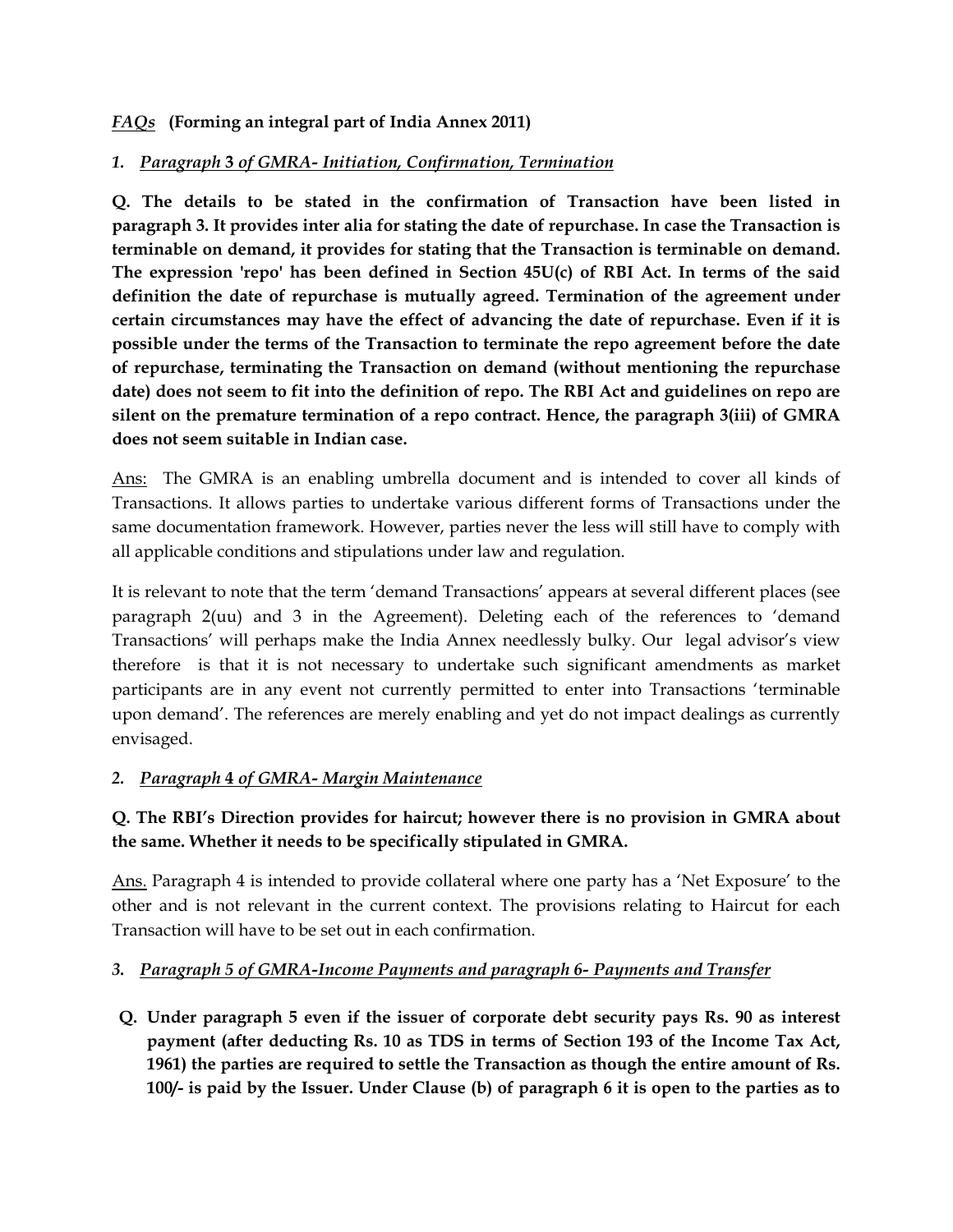*<u>FAQs</u>* **(Forming an integral part of India Annex 2011)**

1. *<u>Paragraph **3** of GMRA- Initiation, Confirmation, Termination</u>*

**Q. The details to be stated in the confirmation of Transaction have been listed in paragraph 3. It provides inter alia for stating the date of repurchase. In case the Transaction is terminable on demand, it provides for stating that the Transaction is terminable on demand. The expression 'repo' has been defined in Section 45U(c) of RBI Act. In terms of the said definition the date of repurchase is mutually agreed. Termination of the agreement under certain circumstances may have the effect of advancing the date of repurchase. Even if it is possible under the terms of the Transaction to terminate the repo agreement before the date of repurchase, terminating the Transaction on demand (without mentioning the repurchase date) does not seem to fit into the definition of repo. The RBI Act and guidelines on repo are silent on the premature termination of a repo contract. Hence, the paragraph 3(iii) of GMRA does not seem suitable in Indian case.**

<u>Ans:</u> The GMRA is an enabling umbrella document and is intended to cover all kinds of Transactions. It allows parties to undertake various different forms of Transactions under the same documentation framework. However, parties never the less will still have to comply with all applicable conditions and stipulations under law and regulation.

It is relevant to note that the term 'demand Transactions' appears at several different places (see paragraph 2(uu) and 3 in the Agreement). Deleting each of the references to 'demand Transactions' will perhaps make the India Annex needlessly bulky. Our legal advisor's view therefore is that it is not necessary to undertake such significant amendments as market participants are in any event not currently permitted to enter into Transactions 'terminable upon demand'. The references are merely enabling and yet do not impact dealings as currently envisaged.

2. *<u>Paragraph **4** of GMRA- Margin Maintenance</u>*

**Q. The RBI's Direction provides for haircut; however there is no provision in GMRA about the same. Whether it needs to be specifically stipulated in GMRA.**

<u>Ans.</u> Paragraph 4 is intended to provide collateral where one party has a 'Net Exposure' to the other and is not relevant in the current context. The provisions relating to Haircut for each Transaction will have to be set out in each confirmation.

3. *<u>Paragraph 5 of GMRA-Income Payments and paragraph 6- Payments and Transfer</u>*

**Q. Under paragraph 5 even if the issuer of corporate debt security pays Rs. 90 as interest payment (after deducting Rs. 10 as TDS in terms of Section 193 of the Income Tax Act, 1961) the parties are required to settle the Transaction as though the entire amount of Rs. 100/- is paid by the Issuer. Under Clause (b) of paragraph 6 it is open to the parties as to**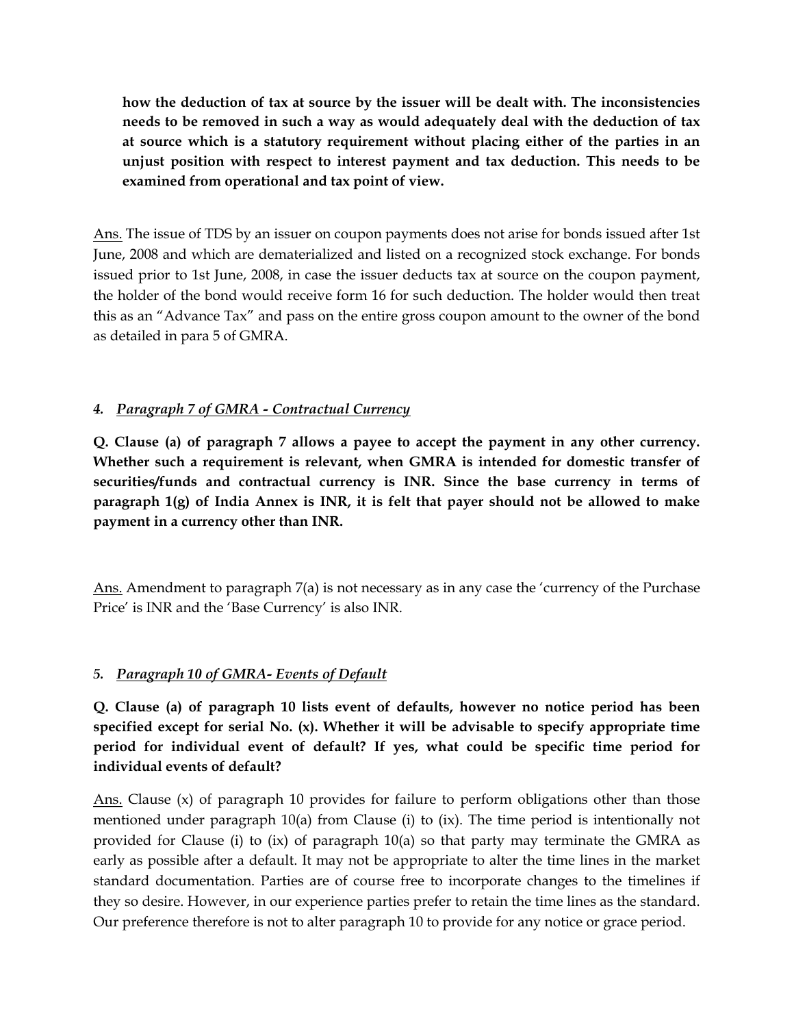**how the deduction of tax at source by the issuer will be dealt with. The inconsistencies needs to be removed in such a way as would adequately deal with the deduction of tax at source which is a statutory requirement without placing either of the parties in an unjust position with respect to interest payment and tax deduction. This needs to be examined from operational and tax point of view.**

<u>Ans.</u> The issue of TDS by an issuer on coupon payments does not arise for bonds issued after 1st June, 2008 and which are dematerialized and listed on a recognized stock exchange. For bonds issued prior to 1st June, 2008, in case the issuer deducts tax at source on the coupon payment, the holder of the bond would receive form 16 for such deduction. The holder would then treat this as an "Advance Tax" and pass on the entire gross coupon amount to the owner of the bond as detailed in para 5 of GMRA.

### *4. <u>Paragraph 7 of GMRA - Contractual Currency</u>*

**Q. Clause (a) of paragraph 7 allows a payee to accept the payment in any other currency. Whether such a requirement is relevant, when GMRA is intended for domestic transfer of securities/funds and contractual currency is INR. Since the base currency in terms of paragraph 1(g) of India Annex is INR, it is felt that payer should not be allowed to make payment in a currency other than INR.**

<u>Ans.</u> Amendment to paragraph 7(a) is not necessary as in any case the 'currency of the Purchase Price' is INR and the 'Base Currency' is also INR.

### *5. <u>Paragraph 10 of GMRA- Events of Default</u>*

**Q. Clause (a) of paragraph 10 lists event of defaults, however no notice period has been specified except for serial No. (x). Whether it will be advisable to specify appropriate time period for individual event of default? If yes, what could be specific time period for individual events of default?**

<u>Ans.</u> Clause (x) of paragraph 10 provides for failure to perform obligations other than those mentioned under paragraph 10(a) from Clause (i) to (ix). The time period is intentionally not provided for Clause (i) to (ix) of paragraph 10(a) so that party may terminate the GMRA as early as possible after a default. It may not be appropriate to alter the time lines in the market standard documentation. Parties are of course free to incorporate changes to the timelines if they so desire. However, in our experience parties prefer to retain the time lines as the standard. Our preference therefore is not to alter paragraph 10 to provide for any notice or grace period.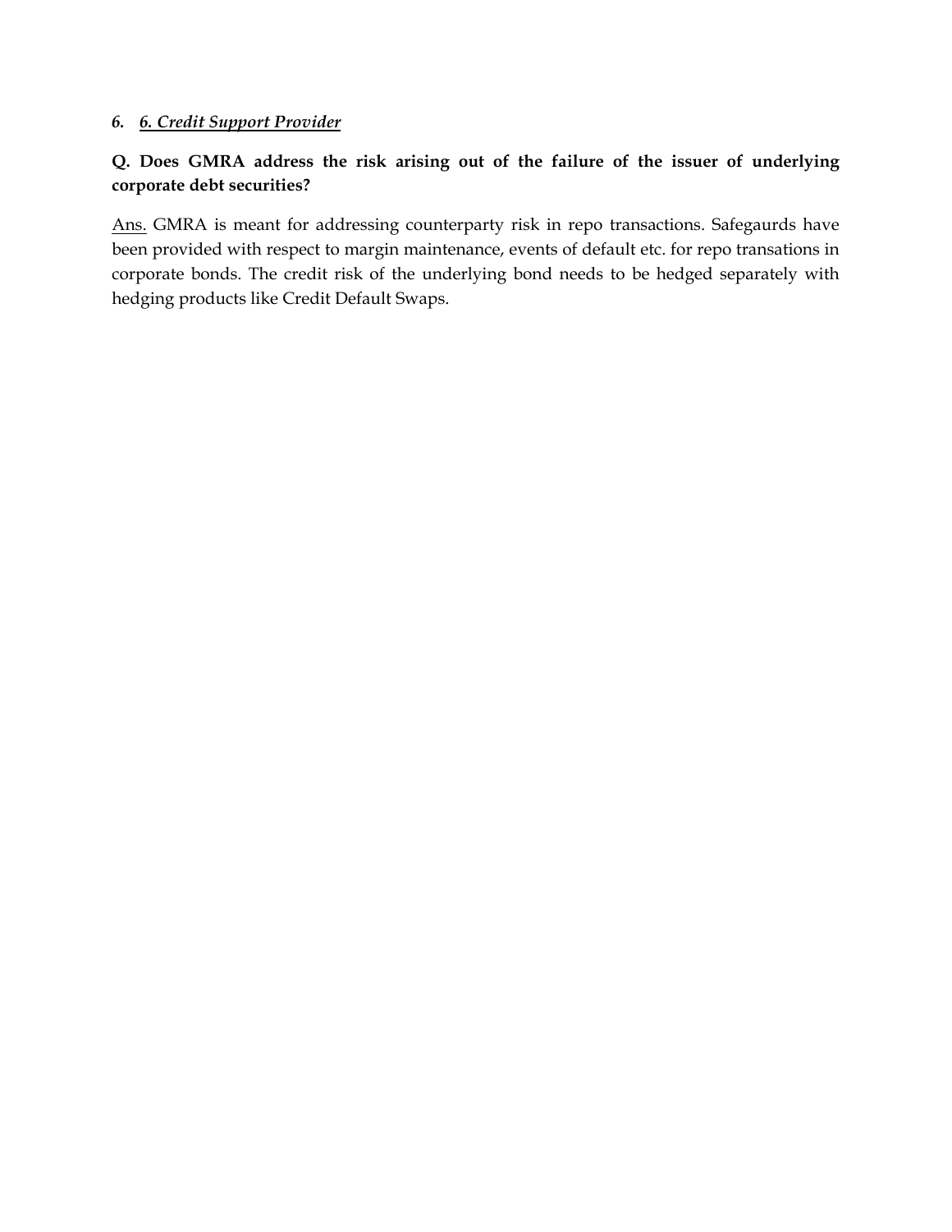*6. 6. Credit Support Provider*

**Q. Does GMRA address the risk arising out of the failure of the issuer of underlying corporate debt securities?**

Ans. GMRA is meant for addressing counterparty risk in repo transactions. Safegaurds have been provided with respect to margin maintenance, events of default etc. for repo transations in corporate bonds. The credit risk of the underlying bond needs to be hedged separately with hedging products like Credit Default Swaps.